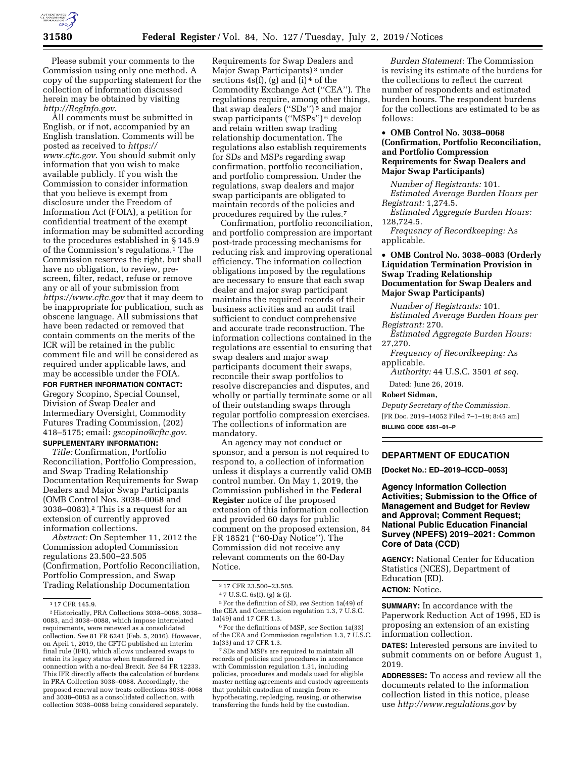Please submit your comments to the Commission using only one method. A copy of the supporting statement for the collection of information discussed herein may be obtained by visiting *http://RegInfo.gov*.

All comments must be submitted in English, or if not, accompanied by an English translation. Comments will be posted as received to *https://www.cftc.gov*. You should submit only information that you wish to make available publicly. If you wish the Commission to consider information that you believe is exempt from disclosure under the Freedom of Information Act (FOIA), a petition for confidential treatment of the exempt information may be submitted according to the procedures established in § 145.9 of the Commission's regulations.[1] The Commission reserves the right, but shall have no obligation, to review, pre-screen, filter, redact, refuse or remove any or all of your submission from *https://www.cftc.gov* that it may deem to be inappropriate for publication, such as obscene language. All submissions that have been redacted or removed that contain comments on the merits of the ICR will be retained in the public comment file and will be considered as required under applicable laws, and may be accessible under the FOIA.

**FOR FURTHER INFORMATION CONTACT:** Gregory Scopino, Special Counsel, Division of Swap Dealer and Intermediary Oversight, Commodity Futures Trading Commission, (202) 418–5175; email: *gscopino@cftc.gov*.

**SUPPLEMENTARY INFORMATION:**

*Title:* Confirmation, Portfolio Reconciliation, Portfolio Compression, and Swap Trading Relationship Documentation Requirements for Swap Dealers and Major Swap Participants (OMB Control Nos. 3038–0068 and 3038–0083).[2] This is a request for an extension of currently approved information collections.

*Abstract:* On September 11, 2012 the Commission adopted Commission regulations 23.500–23.505 (Confirmation, Portfolio Reconciliation, Portfolio Compression, and Swap Trading Relationship Documentation Requirements for Swap Dealers and Major Swap Participants)[3] under sections 4s(f), (g) and (i)[4] of the Commodity Exchange Act (''CEA''). The regulations require, among other things, that swap dealers (''SDs'')[5] and major swap participants (''MSPs'')[6] develop and retain written swap trading relationship documentation. The regulations also establish requirements for SDs and MSPs regarding swap confirmation, portfolio reconciliation, and portfolio compression. Under the regulations, swap dealers and major swap participants are obligated to maintain records of the policies and procedures required by the rules.[7]

Confirmation, portfolio reconciliation, and portfolio compression are important post-trade processing mechanisms for reducing risk and improving operational efficiency. The information collection obligations imposed by the regulations are necessary to ensure that each swap dealer and major swap participant maintains the required records of their business activities and an audit trail sufficient to conduct comprehensive and accurate trade reconstruction. The information collections contained in the regulations are essential to ensuring that swap dealers and major swap participants document their swaps, reconcile their swap portfolios to resolve discrepancies and disputes, and wholly or partially terminate some or all of their outstanding swaps through regular portfolio compression exercises. The collections of information are mandatory.

An agency may not conduct or sponsor, and a person is not required to respond to, a collection of information unless it displays a currently valid OMB control number. On May 1, 2019, the Commission published in the **Federal Register** notice of the proposed extension of this information collection and provided 60 days for public comment on the proposed extension, 84 FR 18521 (''60-Day Notice''). The Commission did not receive any relevant comments on the 60-Day Notice.

*Burden Statement:* The Commission is revising its estimate of the burdens for the collections to reflect the current number of respondents and estimated burden hours. The respondent burdens for the collections are estimated to be as follows:

- **OMB Control No. 3038–0068 (Confirmation, Portfolio Reconciliation, and Portfolio Compression Requirements for Swap Dealers and Major Swap Participants)**

*Number of Registrants:* 101.

*Estimated Average Burden Hours per Registrant:* 1,274.5.

*Estimated Aggregate Burden Hours:* 128,724.5.

*Frequency of Recordkeeping:* As applicable.

- **OMB Control No. 3038–0083 (Orderly Liquidation Termination Provision in Swap Trading Relationship Documentation for Swap Dealers and Major Swap Participants)**

*Number of Registrants:* 101.

*Estimated Average Burden Hours per Registrant:* 270.

*Estimated Aggregate Burden Hours:* 27,270.

*Frequency of Recordkeeping:* As applicable.

*Authority:* 44 U.S.C. 3501 *et seq.*

Dated: June 26, 2019.

**Robert Sidman,**

*Deputy Secretary of the Commission.*

[FR Doc. 2019–14052 Filed 7–1–19; 8:45 am]

**BILLING CODE 6351–01–P**

[1] 17 CFR 145.9.

[2] Historically, PRA Collections 3038–0068, 3038–0083, and 3038–0088, which impose interrelated requirements, were renewed as a consolidated collection. *See* 81 FR 6241 (Feb. 5, 2016). However, on April 1, 2019, the CFTC published an interim final rule (IFR), which allows uncleared swaps to retain its legacy status when transferred in connection with a no-deal Brexit. *See* 84 FR 12233. This IFR directly affects the calculation of burdens in PRA Collection 3038–0088. Accordingly, the proposed renewal now treats collections 3038–0068 and 3038–0083 as a consolidated collection, with collection 3038–0088 being considered separately.

[3] 17 CFR 23.500–23.505.

[4] 7 U.S.C. 6s(f), (g) & (i).

[5] For the definition of SD, *see* Section 1a(49) of the CEA and Commission regulation 1.3, 7 U.S.C. 1a(49) and 17 CFR 1.3.

[6] For the definitions of MSP, *see* Section 1a(33) of the CEA and Commission regulation 1.3, 7 U.S.C. 1a(33) and 17 CFR 1.3.

[7] SDs and MSPs are required to maintain all records of policies and procedures in accordance with Commission regulation 1.31, including policies, procedures and models used for eligible master netting agreements and custody agreements that prohibit custodian of margin from re-hypothecating, repledging, reusing, or otherwise transferring the funds held by the custodian.

## DEPARTMENT OF EDUCATION

**[Docket No.: ED–2019–ICCD–0053]**

### Agency Information Collection Activities; Submission to the Office of Management and Budget for Review and Approval; Comment Request; National Public Education Financial Survey (NPEFS) 2019–2021: Common Core of Data (CCD)

**AGENCY:** National Center for Education Statistics (NCES), Department of Education (ED).

**ACTION:** Notice.

**SUMMARY:** In accordance with the Paperwork Reduction Act of 1995, ED is proposing an extension of an existing information collection.

**DATES:** Interested persons are invited to submit comments on or before August 1, 2019.

**ADDRESSES:** To access and review all the documents related to the information collection listed in this notice, please use *http://www.regulations.gov* by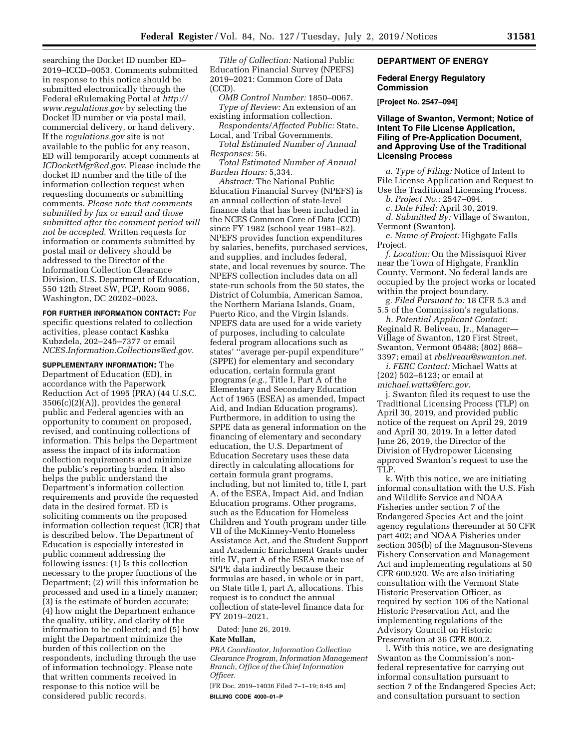searching the Docket ID number ED–2019–ICCD–0053. Comments submitted in response to this notice should be submitted electronically through the Federal eRulemaking Portal at *http://www.regulations.gov* by selecting the Docket ID number or via postal mail, commercial delivery, or hand delivery. If the *regulations.gov* site is not available to the public for any reason, ED will temporarily accept comments at *ICDocketMgr@ed.gov*. Please include the docket ID number and the title of the information collection request when requesting documents or submitting comments. *Please note that comments submitted by fax or email and those submitted after the comment period will not be accepted.* Written requests for information or comments submitted by postal mail or delivery should be addressed to the Director of the Information Collection Clearance Division, U.S. Department of Education, 550 12th Street SW, PCP, Room 9086, Washington, DC 20202–0023.

**FOR FURTHER INFORMATION CONTACT:** For specific questions related to collection activities, please contact Kashka Kubzdela, 202–245–7377 or email *NCES.Information.Collections@ed.gov*.

**SUPPLEMENTARY INFORMATION:** The Department of Education (ED), in accordance with the Paperwork Reduction Act of 1995 (PRA) (44 U.S.C. 3506(c)(2)(A)), provides the general public and Federal agencies with an opportunity to comment on proposed, revised, and continuing collections of information. This helps the Department assess the impact of its information collection requirements and minimize the public's reporting burden. It also helps the public understand the Department's information collection requirements and provide the requested data in the desired format. ED is soliciting comments on the proposed information collection request (ICR) that is described below. The Department of Education is especially interested in public comment addressing the following issues: (1) Is this collection necessary to the proper functions of the Department; (2) will this information be processed and used in a timely manner; (3) is the estimate of burden accurate; (4) how might the Department enhance the quality, utility, and clarity of the information to be collected; and (5) how might the Department minimize the burden of this collection on the respondents, including through the use of information technology. Please note that written comments received in response to this notice will be considered public records.

*Title of Collection:* National Public Education Financial Survey (NPEFS) 2019–2021: Common Core of Data (CCD).

*OMB Control Number:* 1850–0067.

*Type of Review:* An extension of an existing information collection.

*Respondents/Affected Public:* State, Local, and Tribal Governments.

*Total Estimated Number of Annual Responses:* 56.

*Total Estimated Number of Annual Burden Hours:* 5,334.

*Abstract:* The National Public Education Financial Survey (NPEFS) is an annual collection of state-level finance data that has been included in the NCES Common Core of Data (CCD) since FY 1982 (school year 1981–82). NPEFS provides function expenditures by salaries, benefits, purchased services, and supplies, and includes federal, state, and local revenues by source. The NPEFS collection includes data on all state-run schools from the 50 states, the District of Columbia, American Samoa, the Northern Mariana Islands, Guam, Puerto Rico, and the Virgin Islands. NPEFS data are used for a wide variety of purposes, including to calculate federal program allocations such as states' ''average per-pupil expenditure'' (SPPE) for elementary and secondary education, certain formula grant programs (*e.g.,* Title I, Part A of the Elementary and Secondary Education Act of 1965 (ESEA) as amended, Impact Aid, and Indian Education programs). Furthermore, in addition to using the SPPE data as general information on the financing of elementary and secondary education, the U.S. Department of Education Secretary uses these data directly in calculating allocations for certain formula grant programs, including, but not limited to, title I, part A, of the ESEA, Impact Aid, and Indian Education programs. Other programs, such as the Education for Homeless Children and Youth program under title VII of the McKinney-Vento Homeless Assistance Act, and the Student Support and Academic Enrichment Grants under title IV, part A of the ESEA make use of SPPE data indirectly because their formulas are based, in whole or in part, on State title I, part A, allocations. This request is to conduct the annual collection of state-level finance data for FY 2019–2021.

Dated: June 26, 2019.

**Kate Mullan,**

*PRA Coordinator, Information Collection Clearance Program, Information Management Branch, Office of the Chief Information Officer.*

[FR Doc. 2019–14036 Filed 7–1–19; 8:45 am]

**BILLING CODE 4000–01–P**

## DEPARTMENT OF ENERGY

### Federal Energy Regulatory Commission

**[Project No. 2547–094]**

### Village of Swanton, Vermont; Notice of Intent To File License Application, Filing of Pre-Application Document, and Approving Use of the Traditional Licensing Process

*a. Type of Filing:* Notice of Intent to File License Application and Request to Use the Traditional Licensing Process.

*b. Project No.:* 2547–094.

*c. Date Filed:* April 30, 2019.

*d. Submitted By:* Village of Swanton, Vermont (Swanton).

*e. Name of Project:* Highgate Falls Project.

*f. Location:* On the Missisquoi River near the Town of Highgate, Franklin County, Vermont. No federal lands are occupied by the project works or located within the project boundary.

*g. Filed Pursuant to:* 18 CFR 5.3 and 5.5 of the Commission's regulations.

*h. Potential Applicant Contact:* Reginald R. Beliveau, Jr., Manager—Village of Swanton, 120 First Street, Swanton, Vermont 05488; (802) 868–3397; email at *rbeliveau@swanton.net*.

*i. FERC Contact:* Michael Watts at (202) 502–6123; or email at *michael.watts@ferc.gov*.

j. Swanton filed its request to use the Traditional Licensing Process (TLP) on April 30, 2019, and provided public notice of the request on April 29, 2019 and April 30, 2019. In a letter dated June 26, 2019, the Director of the Division of Hydropower Licensing approved Swanton's request to use the TLP.

k. With this notice, we are initiating informal consultation with the U.S. Fish and Wildlife Service and NOAA Fisheries under section 7 of the Endangered Species Act and the joint agency regulations thereunder at 50 CFR part 402; and NOAA Fisheries under section 305(b) of the Magnuson-Stevens Fishery Conservation and Management Act and implementing regulations at 50 CFR 600.920. We are also initiating consultation with the Vermont State Historic Preservation Officer, as required by section 106 of the National Historic Preservation Act, and the implementing regulations of the Advisory Council on Historic Preservation at 36 CFR 800.2.

l. With this notice, we are designating Swanton as the Commission's non-federal representative for carrying out informal consultation pursuant to section 7 of the Endangered Species Act; and consultation pursuant to section